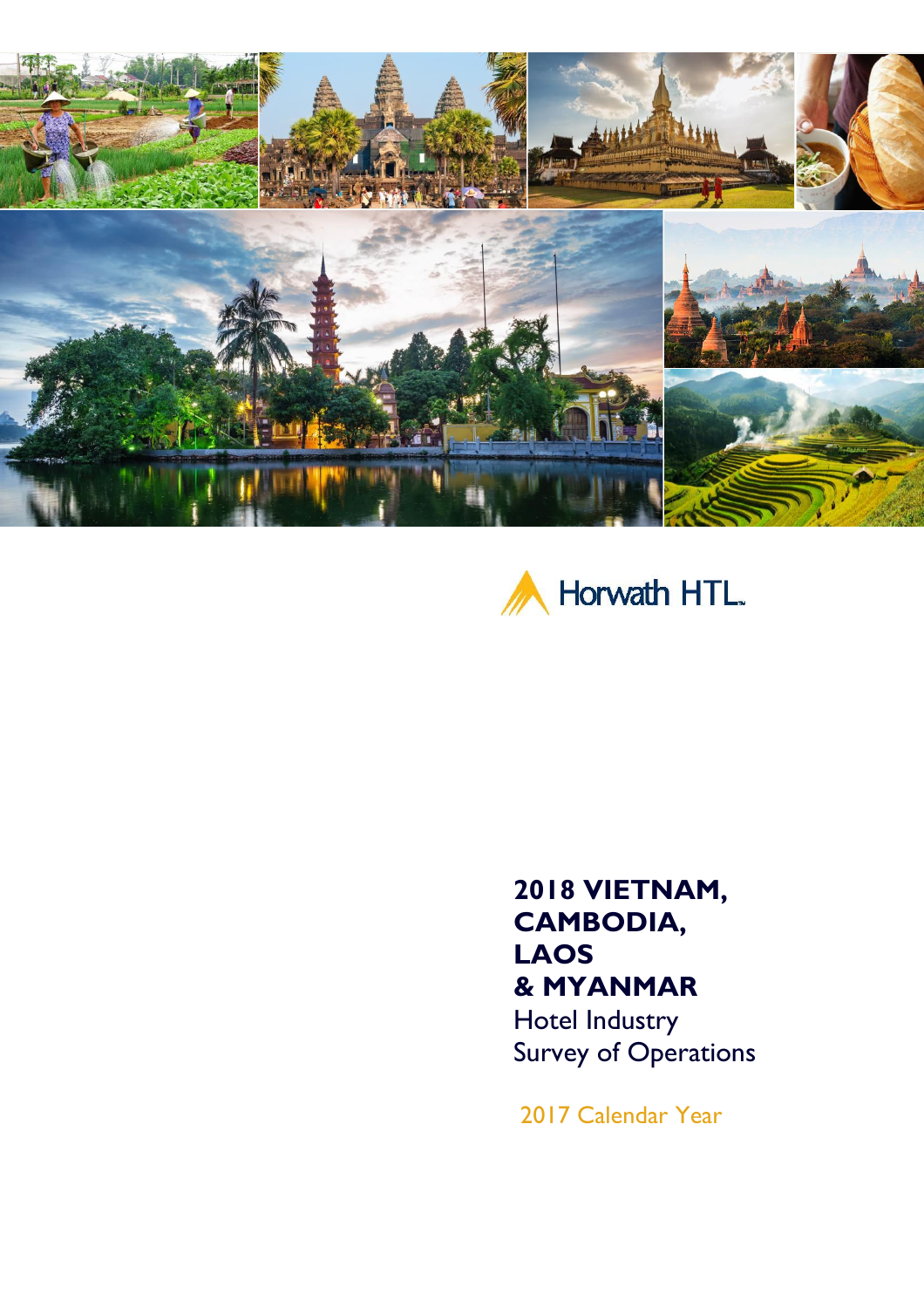Horwath HTL

# 2018 VIETNAM, CAMBODIA, LAOS & MYANMAR

Hotel Industry
Survey of Operations

2017 Calendar Year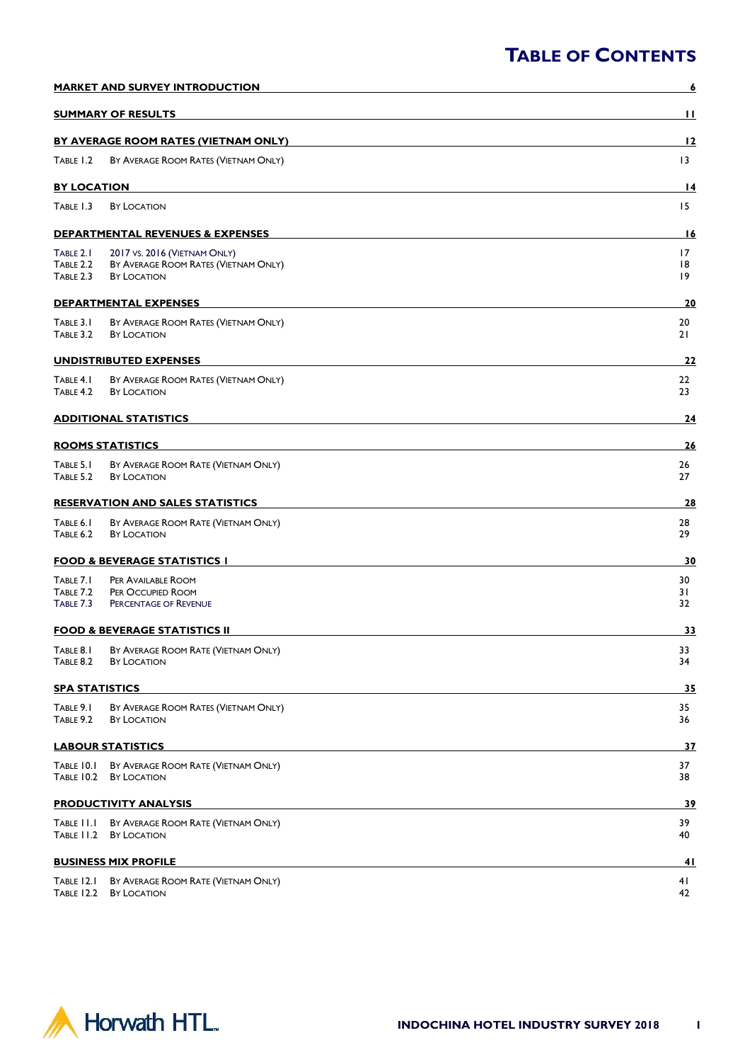# TABLE OF CONTENTS

| | | |
|---|---|---|
| **MARKET AND SURVEY INTRODUCTION** | | **6** |
| **SUMMARY OF RESULTS** | | **11** |
| **BY AVERAGE ROOM RATES (VIETNAM ONLY)** | | **12** |
| Table 1.2 | By Average Room Rates (Vietnam Only) | 13 |
| **BY LOCATION** | | **14** |
| Table 1.3 | By Location | 15 |
| **DEPARTMENTAL REVENUES & EXPENSES** | | **16** |
| Table 2.1 | 2017 vs. 2016 (Vietnam Only) | 17 |
| Table 2.2 | By Average Room Rates (Vietnam Only) | 18 |
| Table 2.3 | By Location | 19 |
| **DEPARTMENTAL EXPENSES** | | **20** |
| Table 3.1 | By Average Room Rates (Vietnam Only) | 20 |
| Table 3.2 | By Location | 21 |
| **UNDISTRIBUTED EXPENSES** | | **22** |
| Table 4.1 | By Average Room Rates (Vietnam Only) | 22 |
| Table 4.2 | By Location | 23 |
| **ADDITIONAL STATISTICS** | | **24** |
| **ROOMS STATISTICS** | | **26** |
| Table 5.1 | By Average Room Rate (Vietnam Only) | 26 |
| Table 5.2 | By Location | 27 |
| **RESERVATION AND SALES STATISTICS** | | **28** |
| Table 6.1 | By Average Room Rate (Vietnam Only) | 28 |
| Table 6.2 | By Location | 29 |
| **FOOD & BEVERAGE STATISTICS I** | | **30** |
| Table 7.1 | Per Available Room | 30 |
| Table 7.2 | Per Occupied Room | 31 |
| Table 7.3 | Percentage of Revenue | 32 |
| **FOOD & BEVERAGE STATISTICS II** | | **33** |
| Table 8.1 | By Average Room Rate (Vietnam Only) | 33 |
| Table 8.2 | By Location | 34 |
| **SPA STATISTICS** | | **35** |
| Table 9.1 | By Average Room Rates (Vietnam Only) | 35 |
| Table 9.2 | By Location | 36 |
| **LABOUR STATISTICS** | | **37** |
| Table 10.1 | By Average Room Rate (Vietnam Only) | 37 |
| Table 10.2 | By Location | 38 |
| **PRODUCTIVITY ANALYSIS** | | **39** |
| Table 11.1 | By Average Room Rate (Vietnam Only) | 39 |
| Table 11.2 | By Location | 40 |
| **BUSINESS MIX PROFILE** | | **41** |
| Table 12.1 | By Average Room Rate (Vietnam Only) | 41 |
| Table 12.2 | By Location | 42 |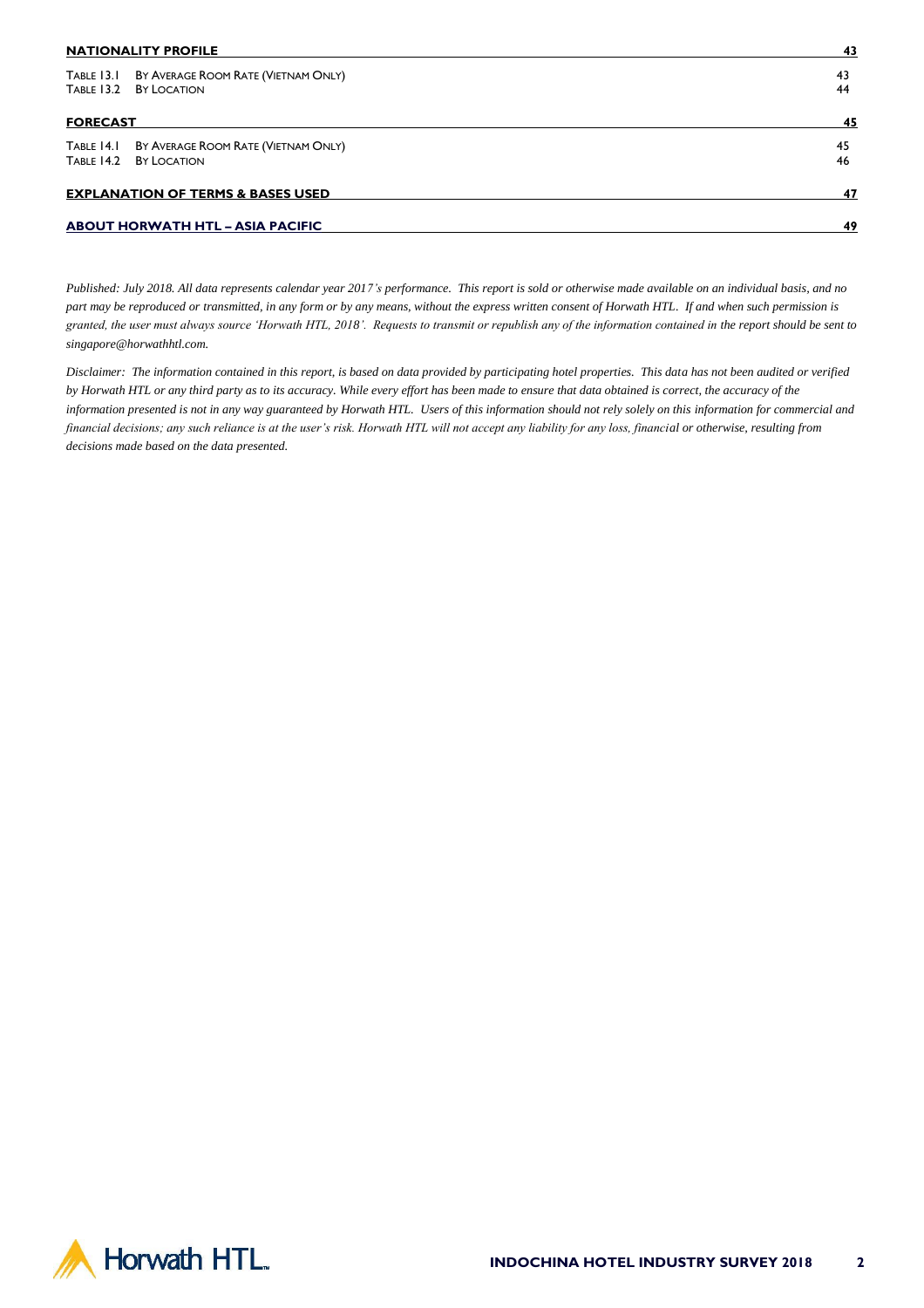| **NATIONALITY PROFILE** | | **43** |
|---|---|---|
| TABLE 13.1 | BY AVERAGE ROOM RATE (VIETNAM ONLY) | 43 |
| TABLE 13.2 | BY LOCATION | 44 |
| **FORECAST** | | **45** |
| TABLE 14.1 | BY AVERAGE ROOM RATE (VIETNAM ONLY) | 45 |
| TABLE 14.2 | BY LOCATION | 46 |
| **EXPLANATION OF TERMS & BASES USED** | | **47** |
| **ABOUT HORWATH HTL – ASIA PACIFIC** | | **49** |

*Published: July 2018. All data represents calendar year 2017's performance. This report is sold or otherwise made available on an individual basis, and no part may be reproduced or transmitted, in any form or by any means, without the express written consent of Horwath HTL. If and when such permission is granted, the user must always source 'Horwath HTL, 2018'. Requests to transmit or republish any of the information contained in the report should be sent to singapore@horwathhtl.com.*

*Disclaimer: The information contained in this report, is based on data provided by participating hotel properties. This data has not been audited or verified by Horwath HTL or any third party as to its accuracy. While every effort has been made to ensure that data obtained is correct, the accuracy of the information presented is not in any way guaranteed by Horwath HTL. Users of this information should not rely solely on this information for commercial and financial decisions; any such reliance is at the user's risk. Horwath HTL will not accept any liability for any loss, financial or otherwise, resulting from decisions made based on the data presented.*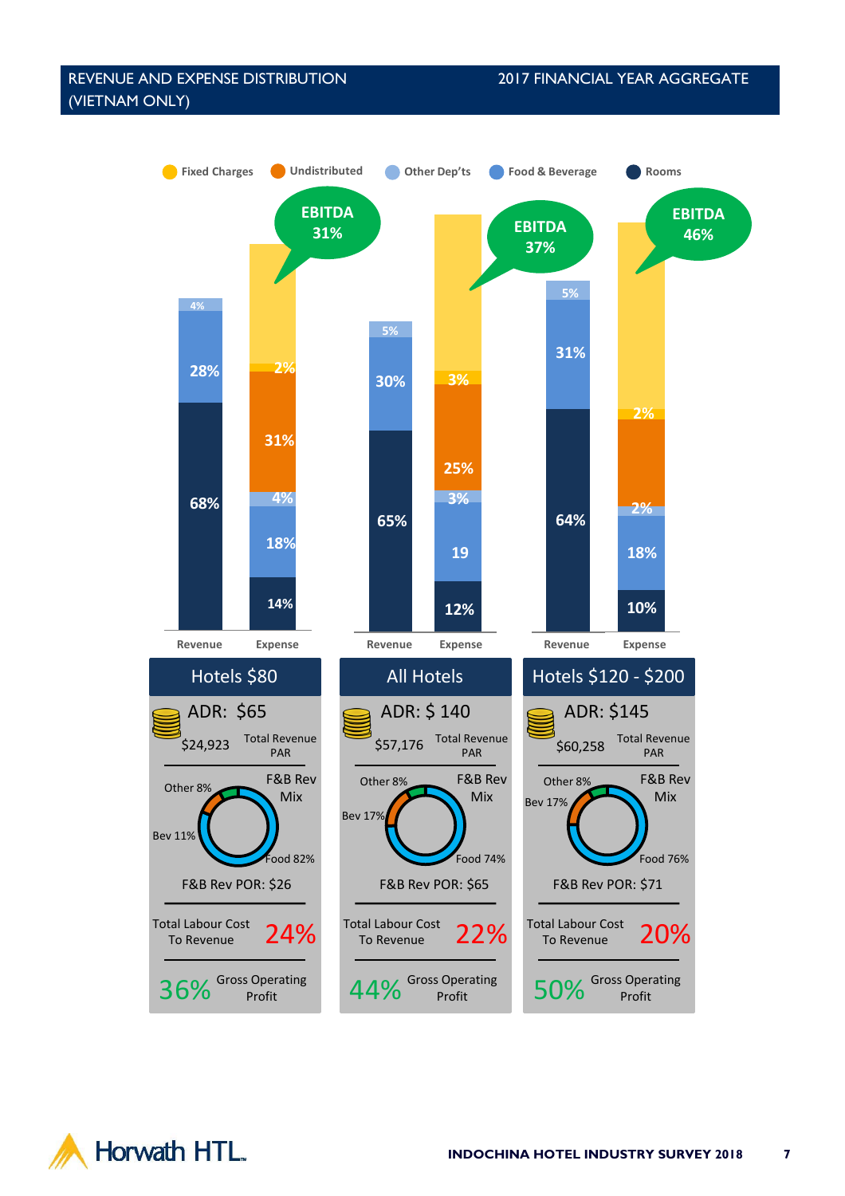## REVENUE AND EXPENSE DISTRIBUTION (VIETNAM ONLY)

2017 FINANCIAL YEAR AGGREGATE

Fixed Charges
Undistributed
Other Dep'ts
Food & Beverage
Rooms

EBITDA 31%

4%
28%
68%
Revenue

2%
31%
4%
18%
14%
Expense

EBITDA 37%

5%
30%
65%
Revenue

3%
25%
3%
19
12%
Expense

EBITDA 46%

5%
31%
64%
Revenue

2%
2%
18%
10%
Expense

### Hotels $80

ADR: $65

$24,923 Total Revenue PAR

F&B Rev Mix

Other 8%

Bev 11%

Food 82%

F&B Rev POR: $26

Total Labour Cost To Revenue 24%

36% Gross Operating Profit

### All Hotels

ADR: $ 140

$57,176 Total Revenue PAR

F&B Rev Mix

Other 8%

Bev 17%

Food 74%

F&B Rev POR: $65

Total Labour Cost To Revenue 22%

44% Gross Operating Profit

### Hotels $120 - $200

ADR: $145

$60,258 Total Revenue PAR

F&B Rev Mix

Other 8%

Bev 17%

Food 76%

F&B Rev POR: $71

Total Labour Cost To Revenue 20%

50% Gross Operating Profit